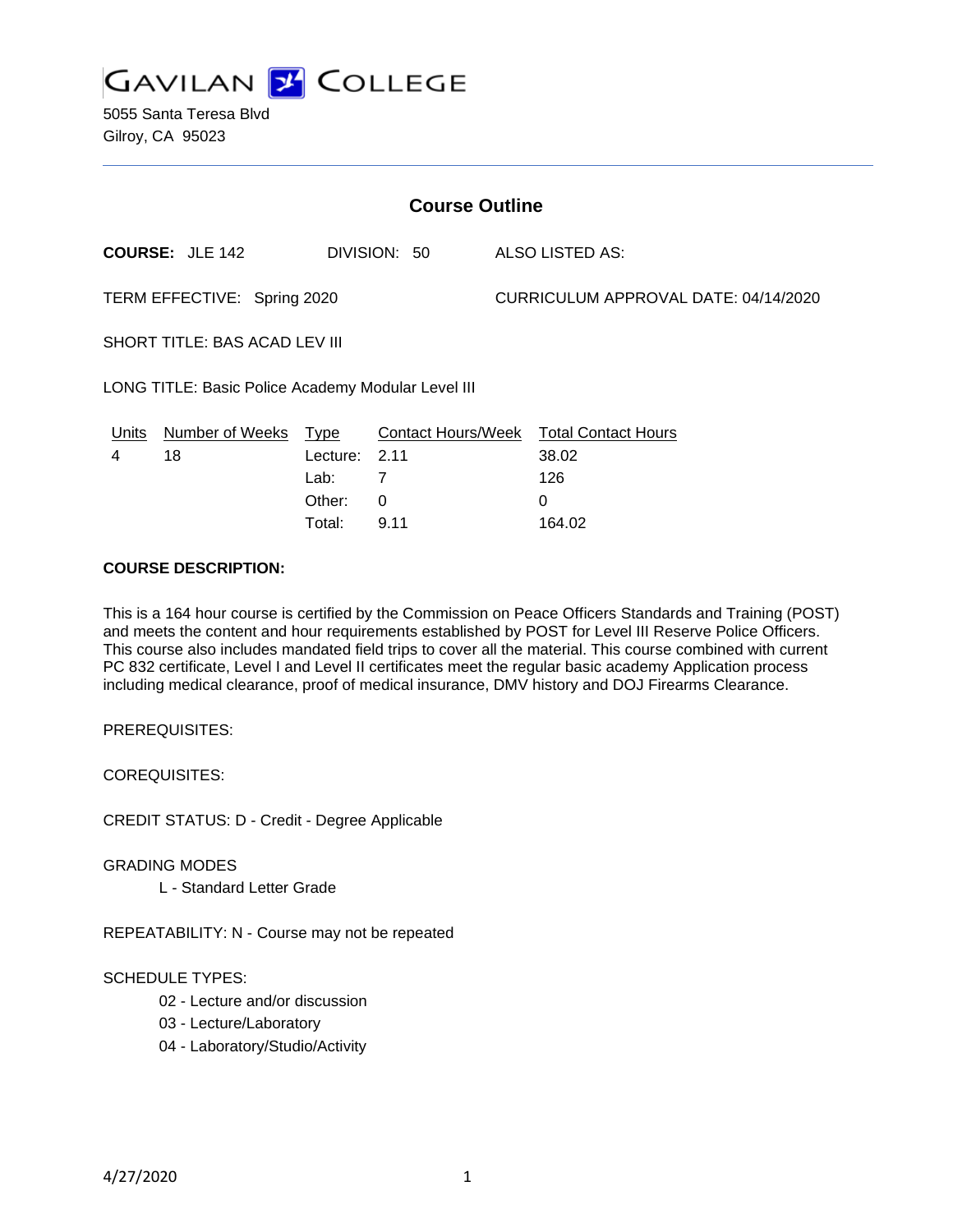# GAVILAN COLLEGE

5055 Santa Teresa Blvd
Gilroy, CA 95023

## Course Outline

**COURSE:** JLE 142 DIVISION: 50 ALSO LISTED AS:

TERM EFFECTIVE: Spring 2020 CURRICULUM APPROVAL DATE: 04/14/2020

SHORT TITLE: BAS ACAD LEV III

LONG TITLE: Basic Police Academy Modular Level III

| Units | Number of Weeks | Type | Contact Hours/Week | Total Contact Hours |
|---|---|---|---|---|
| 4 | 18 | Lecture: | 2.11 | 38.02 |
| | | Lab: | 7 | 126 |
| | | Other: | 0 | 0 |
| | | Total: | 9.11 | 164.02 |

**COURSE DESCRIPTION:**

This is a 164 hour course is certified by the Commission on Peace Officers Standards and Training (POST) and meets the content and hour requirements established by POST for Level III Reserve Police Officers. This course also includes mandated field trips to cover all the material. This course combined with current PC 832 certificate, Level I and Level II certificates meet the regular basic academy Application process including medical clearance, proof of medical insurance, DMV history and DOJ Firearms Clearance.

PREREQUISITES:

COREQUISITES:

CREDIT STATUS: D - Credit - Degree Applicable

GRADING MODES
- L - Standard Letter Grade

REPEATABILITY: N - Course may not be repeated

SCHEDULE TYPES:
- 02 - Lecture and/or discussion
- 03 - Lecture/Laboratory
- 04 - Laboratory/Studio/Activity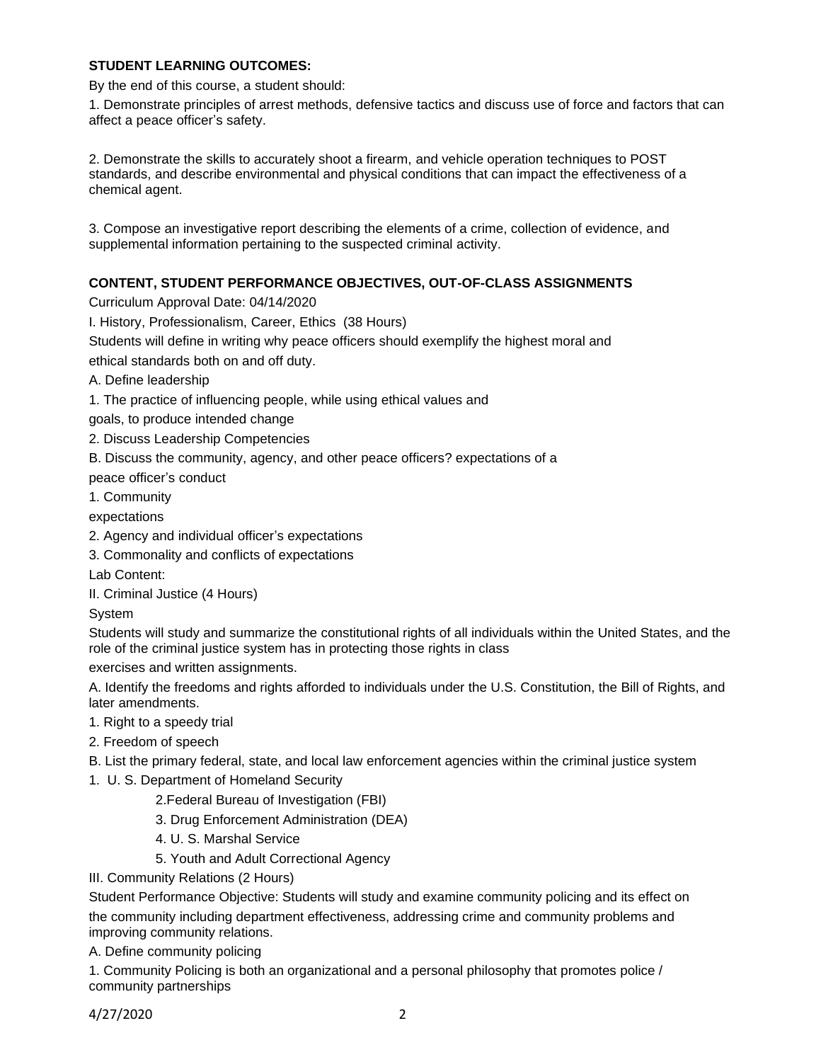**STUDENT LEARNING OUTCOMES:**

By the end of this course, a student should:

1. Demonstrate principles of arrest methods, defensive tactics and discuss use of force and factors that can affect a peace officer's safety.

2. Demonstrate the skills to accurately shoot a firearm, and vehicle operation techniques to POST standards, and describe environmental and physical conditions that can impact the effectiveness of a chemical agent.

3. Compose an investigative report describing the elements of a crime, collection of evidence, and supplemental information pertaining to the suspected criminal activity.

**CONTENT, STUDENT PERFORMANCE OBJECTIVES, OUT-OF-CLASS ASSIGNMENTS**

Curriculum Approval Date: 04/14/2020

I. History, Professionalism, Career, Ethics (38 Hours)

Students will define in writing why peace officers should exemplify the highest moral and ethical standards both on and off duty.

A. Define leadership

1. The practice of influencing people, while using ethical values and goals, to produce intended change

2. Discuss Leadership Competencies

B. Discuss the community, agency, and other peace officers? expectations of a peace officer's conduct

1. Community expectations

2. Agency and individual officer's expectations

3. Commonality and conflicts of expectations

Lab Content:

II. Criminal Justice (4 Hours)

System

Students will study and summarize the constitutional rights of all individuals within the United States, and the role of the criminal justice system has in protecting those rights in class exercises and written assignments.

A. Identify the freedoms and rights afforded to individuals under the U.S. Constitution, the Bill of Rights, and later amendments.

1. Right to a speedy trial

2. Freedom of speech

B. List the primary federal, state, and local law enforcement agencies within the criminal justice system

1. U. S. Department of Homeland Security

2.Federal Bureau of Investigation (FBI)

3. Drug Enforcement Administration (DEA)

4. U. S. Marshal Service

5. Youth and Adult Correctional Agency

III. Community Relations (2 Hours)

Student Performance Objective: Students will study and examine community policing and its effect on the community including department effectiveness, addressing crime and community problems and improving community relations.

A. Define community policing

1. Community Policing is both an organizational and a personal philosophy that promotes police / community partnerships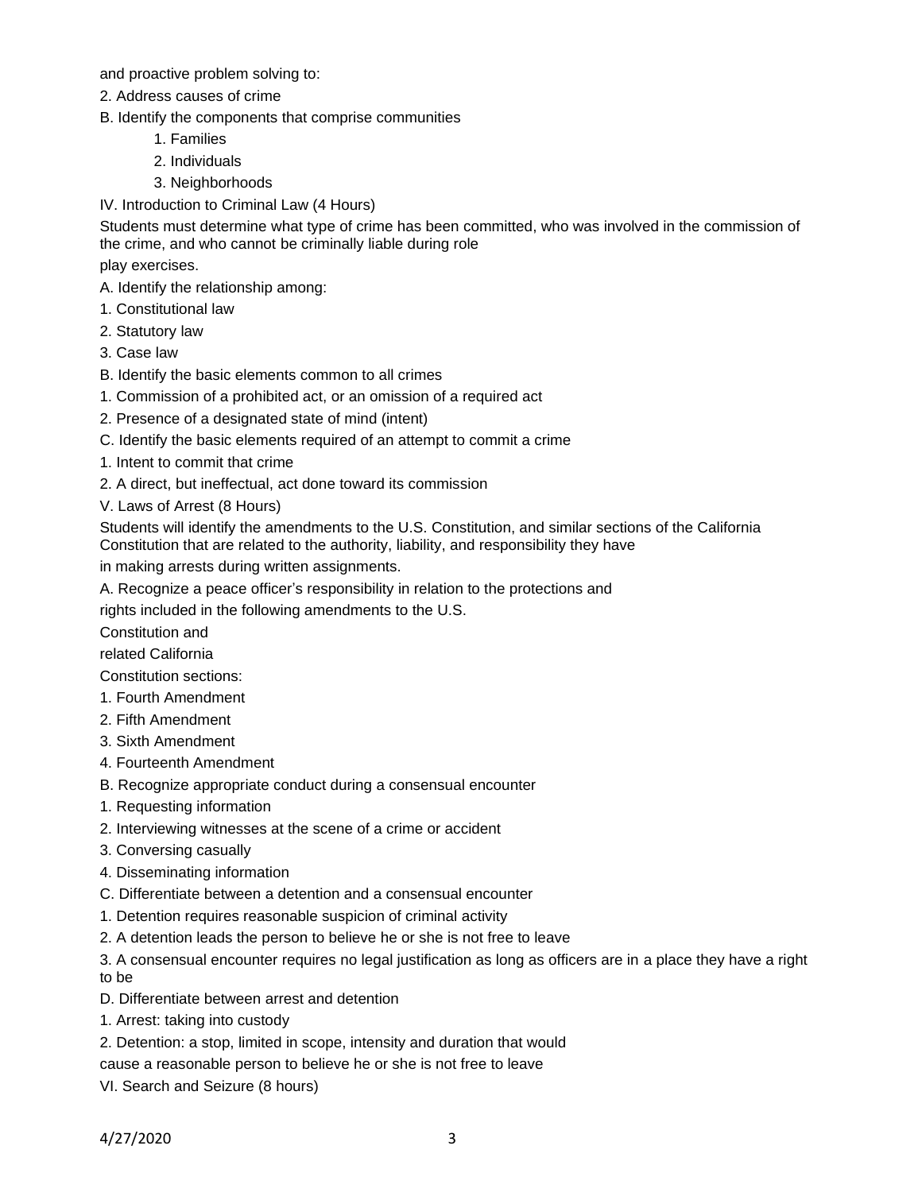and proactive problem solving to:

2. Address causes of crime

B. Identify the components that comprise communities

    1. Families

    2. Individuals

    3. Neighborhoods

IV. Introduction to Criminal Law (4 Hours)

Students must determine what type of crime has been committed, who was involved in the commission of the crime, and who cannot be criminally liable during role play exercises.

A. Identify the relationship among:

1. Constitutional law

2. Statutory law

3. Case law

B. Identify the basic elements common to all crimes

1. Commission of a prohibited act, or an omission of a required act

2. Presence of a designated state of mind (intent)

C. Identify the basic elements required of an attempt to commit a crime

1. Intent to commit that crime

2. A direct, but ineffectual, act done toward its commission

V. Laws of Arrest (8 Hours)

Students will identify the amendments to the U.S. Constitution, and similar sections of the California Constitution that are related to the authority, liability, and responsibility they have in making arrests during written assignments.

A. Recognize a peace officer's responsibility in relation to the protections and rights included in the following amendments to the U.S. Constitution and related California Constitution sections:

1. Fourth Amendment

2. Fifth Amendment

3. Sixth Amendment

4. Fourteenth Amendment

B. Recognize appropriate conduct during a consensual encounter

1. Requesting information

2. Interviewing witnesses at the scene of a crime or accident

3. Conversing casually

4. Disseminating information

C. Differentiate between a detention and a consensual encounter

1. Detention requires reasonable suspicion of criminal activity

2. A detention leads the person to believe he or she is not free to leave

3. A consensual encounter requires no legal justification as long as officers are in a place they have a right to be

D. Differentiate between arrest and detention

1. Arrest: taking into custody

2. Detention: a stop, limited in scope, intensity and duration that would cause a reasonable person to believe he or she is not free to leave

VI. Search and Seizure (8 hours)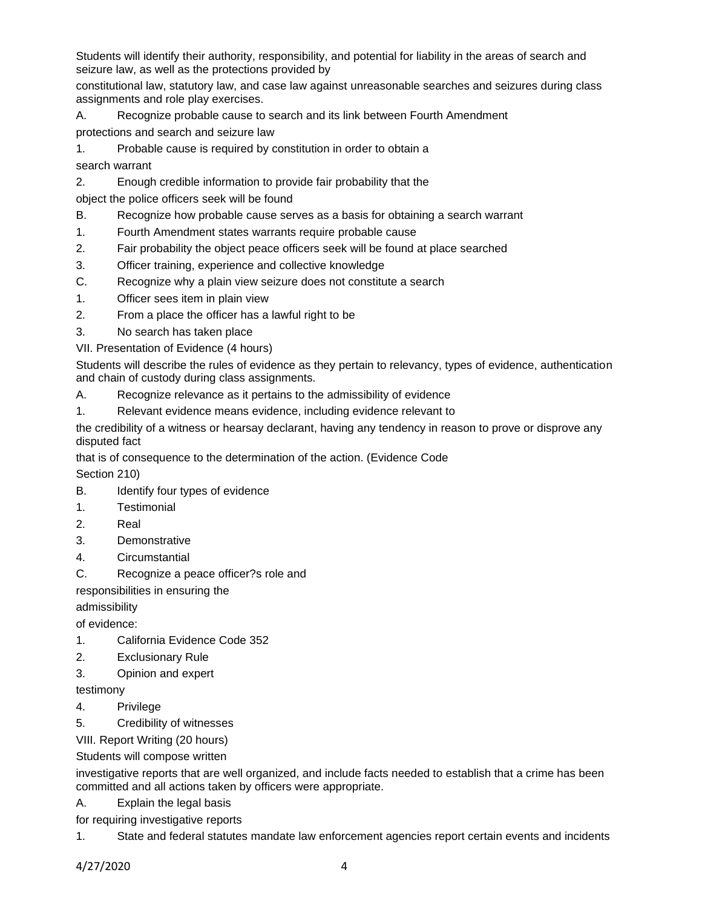Students will identify their authority, responsibility, and potential for liability in the areas of search and seizure law, as well as the protections provided by constitutional law, statutory law, and case law against unreasonable searches and seizures during class assignments and role play exercises.

A. Recognize probable cause to search and its link between Fourth Amendment protections and search and seizure law

1. Probable cause is required by constitution in order to obtain a search warrant
2. Enough credible information to provide fair probability that the object the police officers seek will be found

B. Recognize how probable cause serves as a basis for obtaining a search warrant

1. Fourth Amendment states warrants require probable cause
2. Fair probability the object peace officers seek will be found at place searched
3. Officer training, experience and collective knowledge

C. Recognize why a plain view seizure does not constitute a search

1. Officer sees item in plain view
2. From a place the officer has a lawful right to be
3. No search has taken place

VII. Presentation of Evidence (4 hours)

Students will describe the rules of evidence as they pertain to relevancy, types of evidence, authentication and chain of custody during class assignments.

A. Recognize relevance as it pertains to the admissibility of evidence

1. Relevant evidence means evidence, including evidence relevant to the credibility of a witness or hearsay declarant, having any tendency in reason to prove or disprove any disputed fact that is of consequence to the determination of the action. (Evidence Code Section 210)

B. Identify four types of evidence

1. Testimonial
2. Real
3. Demonstrative
4. Circumstantial

C. Recognize a peace officer?s role and responsibilities in ensuring the admissibility of evidence:

1. California Evidence Code 352
2. Exclusionary Rule
3. Opinion and expert testimony
4. Privilege
5. Credibility of witnesses

VIII. Report Writing (20 hours)

Students will compose written investigative reports that are well organized, and include facts needed to establish that a crime has been committed and all actions taken by officers were appropriate.

A. Explain the legal basis for requiring investigative reports

1. State and federal statutes mandate law enforcement agencies report certain events and incidents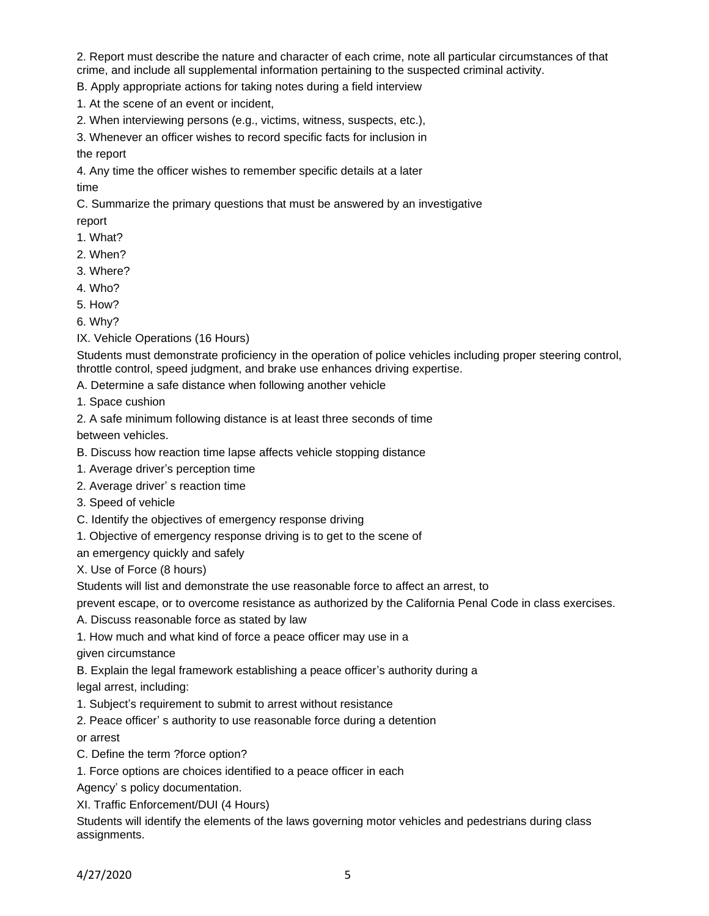2. Report must describe the nature and character of each crime, note all particular circumstances of that crime, and include all supplemental information pertaining to the suspected criminal activity.

B. Apply appropriate actions for taking notes during a field interview

1. At the scene of an event or incident,

2. When interviewing persons (e.g., victims, witness, suspects, etc.),

3. Whenever an officer wishes to record specific facts for inclusion in the report

4. Any time the officer wishes to remember specific details at a later time

C. Summarize the primary questions that must be answered by an investigative report

1. What?

2. When?

3. Where?

4. Who?

5. How?

6. Why?

IX. Vehicle Operations (16 Hours)

Students must demonstrate proficiency in the operation of police vehicles including proper steering control, throttle control, speed judgment, and brake use enhances driving expertise.

A. Determine a safe distance when following another vehicle

1. Space cushion

2. A safe minimum following distance is at least three seconds of time between vehicles.

B. Discuss how reaction time lapse affects vehicle stopping distance

1. Average driver's perception time

2. Average driver' s reaction time

3. Speed of vehicle

C. Identify the objectives of emergency response driving

1. Objective of emergency response driving is to get to the scene of an emergency quickly and safely

X. Use of Force (8 hours)

Students will list and demonstrate the use reasonable force to affect an arrest, to prevent escape, or to overcome resistance as authorized by the California Penal Code in class exercises.

A. Discuss reasonable force as stated by law

1. How much and what kind of force a peace officer may use in a given circumstance

B. Explain the legal framework establishing a peace officer's authority during a legal arrest, including:

1. Subject's requirement to submit to arrest without resistance

2. Peace officer' s authority to use reasonable force during a detention or arrest

C. Define the term ?force option?

1. Force options are choices identified to a peace officer in each Agency' s policy documentation.

XI. Traffic Enforcement/DUI (4 Hours)

Students will identify the elements of the laws governing motor vehicles and pedestrians during class assignments.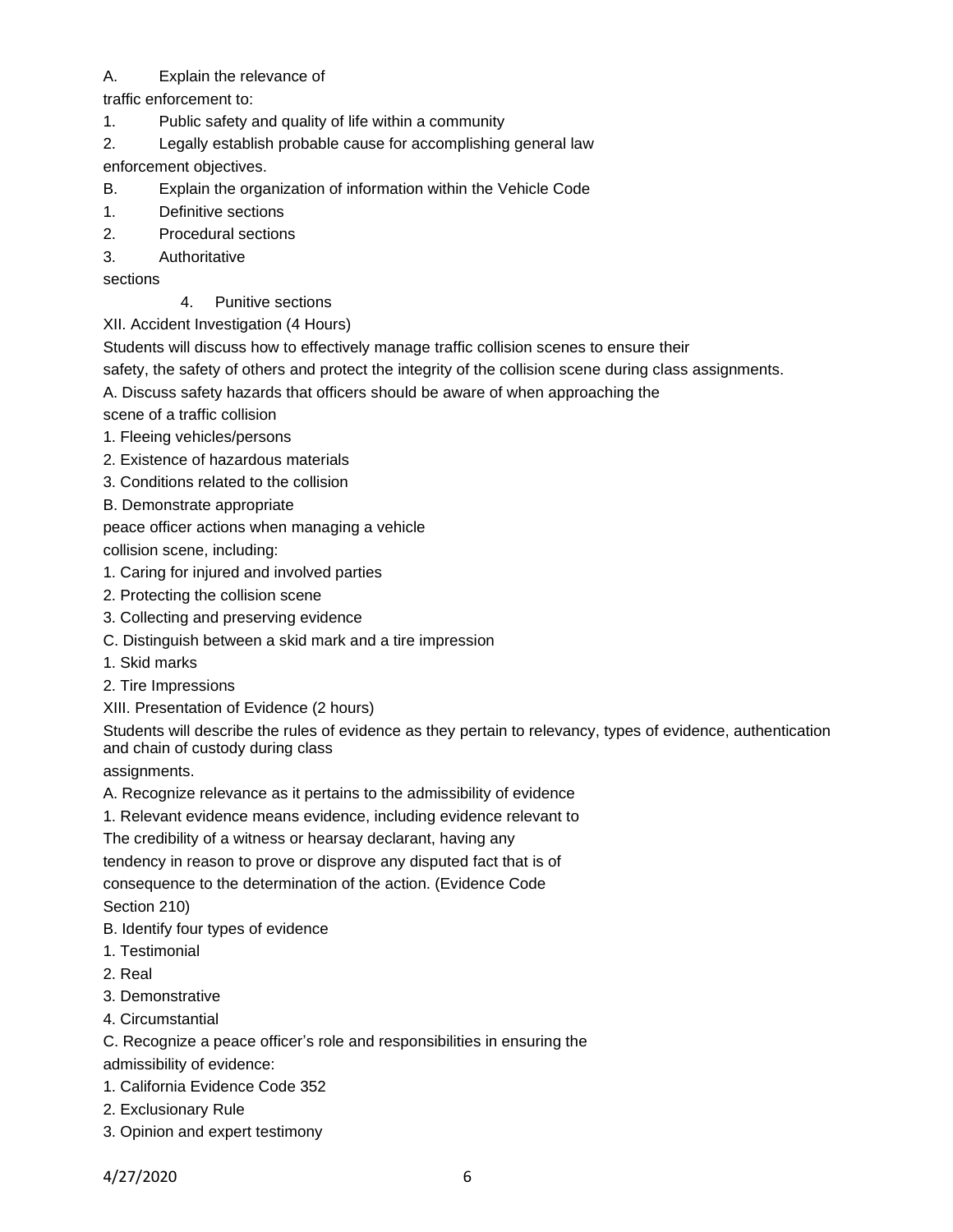A. Explain the relevance of traffic enforcement to:

1. Public safety and quality of life within a community
2. Legally establish probable cause for accomplishing general law enforcement objectives.

B. Explain the organization of information within the Vehicle Code

1. Definitive sections
2. Procedural sections
3. Authoritative sections
4. Punitive sections

XII. Accident Investigation (4 Hours)

Students will discuss how to effectively manage traffic collision scenes to ensure their safety, the safety of others and protect the integrity of the collision scene during class assignments.

A. Discuss safety hazards that officers should be aware of when approaching the scene of a traffic collision

1. Fleeing vehicles/persons
2. Existence of hazardous materials
3. Conditions related to the collision

B. Demonstrate appropriate peace officer actions when managing a vehicle collision scene, including:

1. Caring for injured and involved parties
2. Protecting the collision scene
3. Collecting and preserving evidence

C. Distinguish between a skid mark and a tire impression

1. Skid marks
2. Tire Impressions

XIII. Presentation of Evidence (2 hours)

Students will describe the rules of evidence as they pertain to relevancy, types of evidence, authentication and chain of custody during class assignments.

A. Recognize relevance as it pertains to the admissibility of evidence

1. Relevant evidence means evidence, including evidence relevant to The credibility of a witness or hearsay declarant, having any tendency in reason to prove or disprove any disputed fact that is of consequence to the determination of the action. (Evidence Code Section 210)

B. Identify four types of evidence

1. Testimonial
2. Real
3. Demonstrative
4. Circumstantial

C. Recognize a peace officer's role and responsibilities in ensuring the admissibility of evidence:

1. California Evidence Code 352
2. Exclusionary Rule
3. Opinion and expert testimony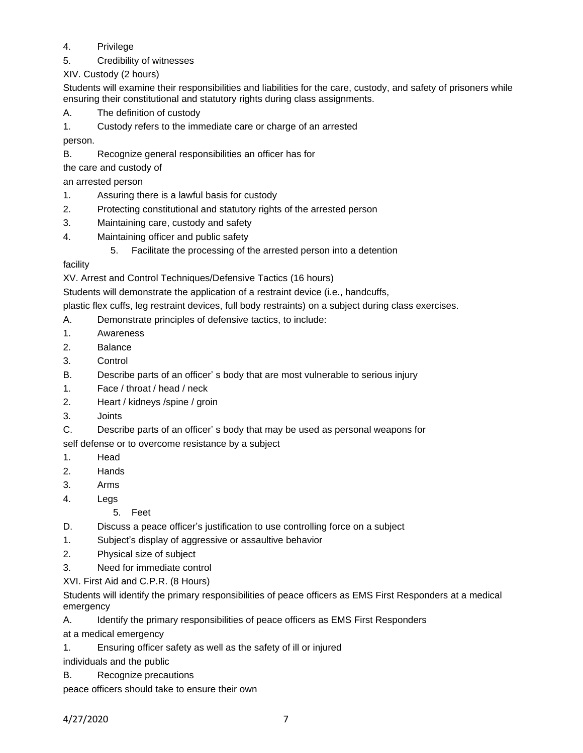4. Privilege
5. Credibility of witnesses

XIV. Custody (2 hours)

Students will examine their responsibilities and liabilities for the care, custody, and safety of prisoners while ensuring their constitutional and statutory rights during class assignments.

A. The definition of custody

1. Custody refers to the immediate care or charge of an arrested person.

B. Recognize general responsibilities an officer has for the care and custody of an arrested person

1. Assuring there is a lawful basis for custody
2. Protecting constitutional and statutory rights of the arrested person
3. Maintaining care, custody and safety
4. Maintaining officer and public safety
5. Facilitate the processing of the arrested person into a detention facility

XV. Arrest and Control Techniques/Defensive Tactics (16 hours)

Students will demonstrate the application of a restraint device (i.e., handcuffs, plastic flex cuffs, leg restraint devices, full body restraints) on a subject during class exercises.

A. Demonstrate principles of defensive tactics, to include:

1. Awareness
2. Balance
3. Control

B. Describe parts of an officer' s body that are most vulnerable to serious injury

1. Face / throat / head / neck
2. Heart / kidneys /spine / groin
3. Joints

C. Describe parts of an officer' s body that may be used as personal weapons for self defense or to overcome resistance by a subject

1. Head
2. Hands
3. Arms
4. Legs
5. Feet

D. Discuss a peace officer's justification to use controlling force on a subject

1. Subject's display of aggressive or assaultive behavior
2. Physical size of subject
3. Need for immediate control

XVI. First Aid and C.P.R. (8 Hours)

Students will identify the primary responsibilities of peace officers as EMS First Responders at a medical emergency

A. Identify the primary responsibilities of peace officers as EMS First Responders at a medical emergency

1. Ensuring officer safety as well as the safety of ill or injured individuals and the public

B. Recognize precautions peace officers should take to ensure their own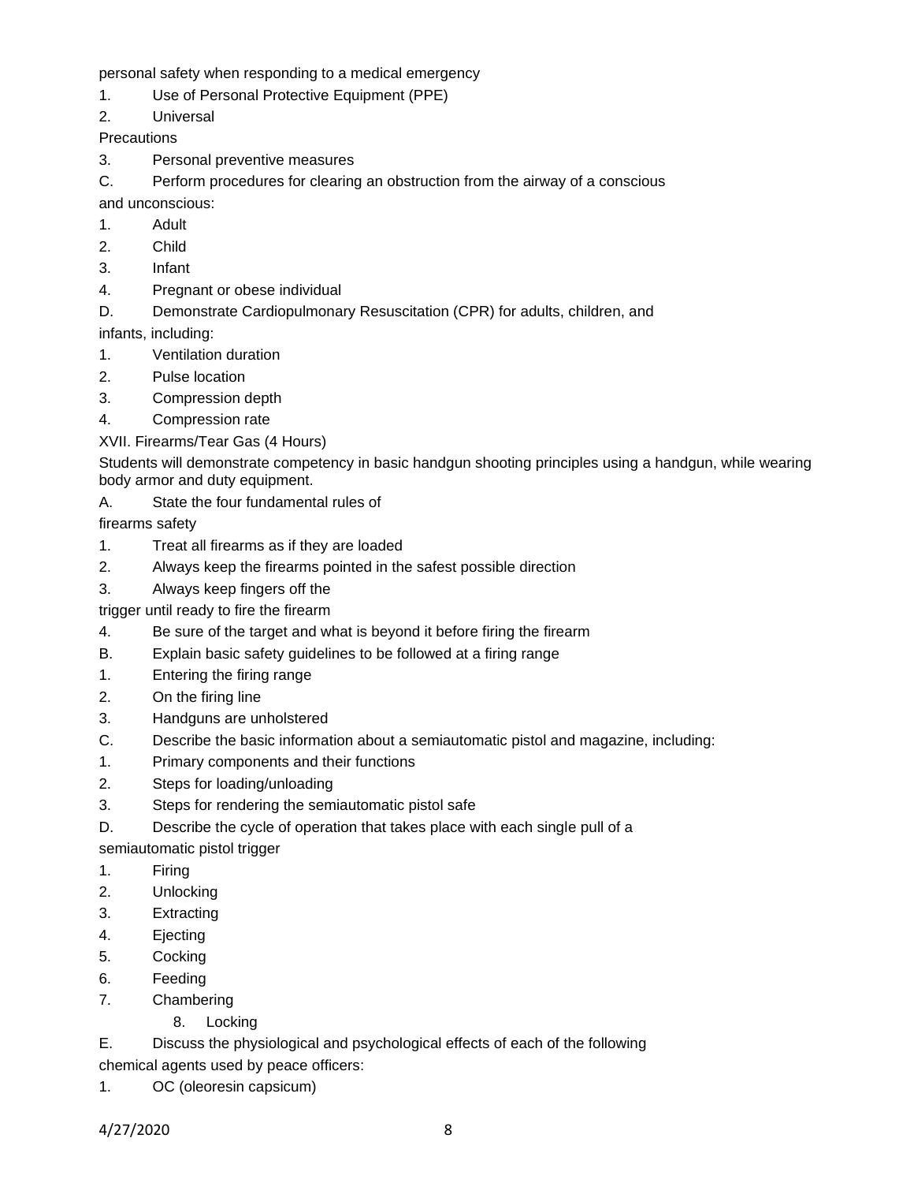personal safety when responding to a medical emergency

1. Use of Personal Protective Equipment (PPE)
2. Universal Precautions
3. Personal preventive measures

C. Perform procedures for clearing an obstruction from the airway of a conscious and unconscious:

1. Adult
2. Child
3. Infant
4. Pregnant or obese individual

D. Demonstrate Cardiopulmonary Resuscitation (CPR) for adults, children, and infants, including:

1. Ventilation duration
2. Pulse location
3. Compression depth
4. Compression rate

XVII. Firearms/Tear Gas (4 Hours)

Students will demonstrate competency in basic handgun shooting principles using a handgun, while wearing body armor and duty equipment.

A. State the four fundamental rules of firearms safety

1. Treat all firearms as if they are loaded
2. Always keep the firearms pointed in the safest possible direction
3. Always keep fingers off the trigger until ready to fire the firearm
4. Be sure of the target and what is beyond it before firing the firearm

B. Explain basic safety guidelines to be followed at a firing range

1. Entering the firing range
2. On the firing line
3. Handguns are unholstered

C. Describe the basic information about a semiautomatic pistol and magazine, including:

1. Primary components and their functions
2. Steps for loading/unloading
3. Steps for rendering the semiautomatic pistol safe

D. Describe the cycle of operation that takes place with each single pull of a semiautomatic pistol trigger

1. Firing
2. Unlocking
3. Extracting
4. Ejecting
5. Cocking
6. Feeding
7. Chambering
8. Locking

E. Discuss the physiological and psychological effects of each of the following chemical agents used by peace officers:

1. OC (oleoresin capsicum)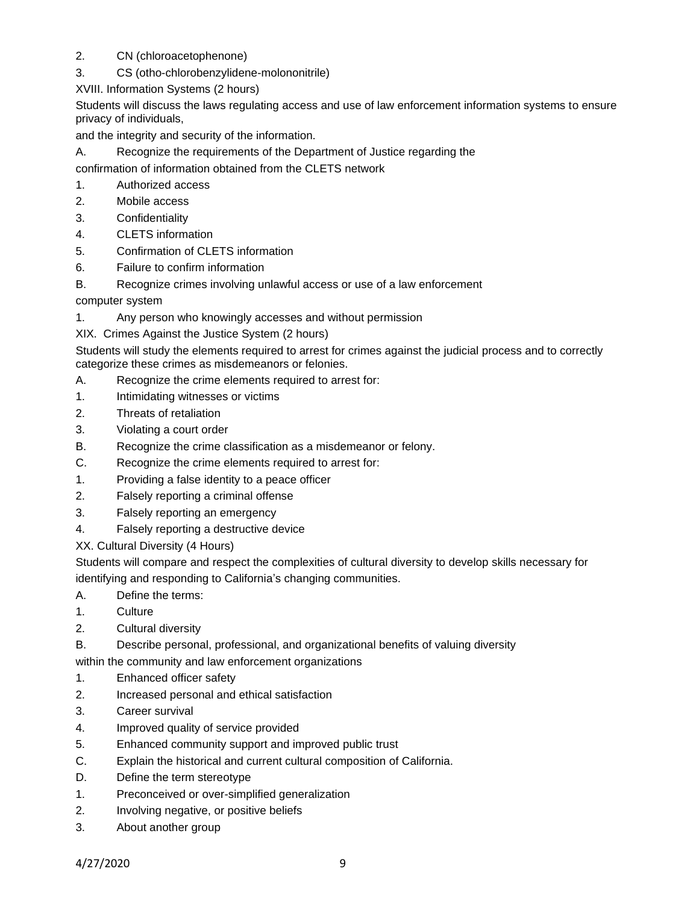2. CN (chloroacetophenone)
3. CS (otho-chlorobenzylidene-molononitrile)

XVIII. Information Systems (2 hours)

Students will discuss the laws regulating access and use of law enforcement information systems to ensure privacy of individuals,
and the integrity and security of the information.

A. Recognize the requirements of the Department of Justice regarding the
confirmation of information obtained from the CLETS network
1. Authorized access
2. Mobile access
3. Confidentiality
4. CLETS information
5. Confirmation of CLETS information
6. Failure to confirm information

B. Recognize crimes involving unlawful access or use of a law enforcement
computer system
1. Any person who knowingly accesses and without permission

XIX. Crimes Against the Justice System (2 hours)

Students will study the elements required to arrest for crimes against the judicial process and to correctly categorize these crimes as misdemeanors or felonies.

A. Recognize the crime elements required to arrest for:
1. Intimidating witnesses or victims
2. Threats of retaliation
3. Violating a court order

B. Recognize the crime classification as a misdemeanor or felony.

C. Recognize the crime elements required to arrest for:
1. Providing a false identity to a peace officer
2. Falsely reporting a criminal offense
3. Falsely reporting an emergency
4. Falsely reporting a destructive device

XX. Cultural Diversity (4 Hours)

Students will compare and respect the complexities of cultural diversity to develop skills necessary for identifying and responding to California's changing communities.

A. Define the terms:
1. Culture
2. Cultural diversity

B. Describe personal, professional, and organizational benefits of valuing diversity
within the community and law enforcement organizations
1. Enhanced officer safety
2. Increased personal and ethical satisfaction
3. Career survival
4. Improved quality of service provided
5. Enhanced community support and improved public trust

C. Explain the historical and current cultural composition of California.

D. Define the term stereotype
1. Preconceived or over-simplified generalization
2. Involving negative, or positive beliefs
3. About another group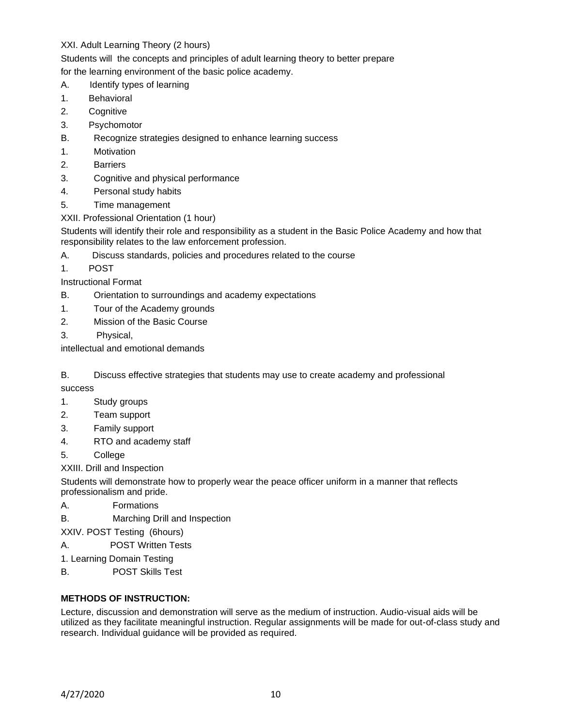XXI. Adult Learning Theory (2 hours)

Students will  the concepts and principles of adult learning theory to better prepare for the learning environment of the basic police academy.

A. Identify types of learning

1. Behavioral
2. Cognitive
3. Psychomotor

B. Recognize strategies designed to enhance learning success

1. Motivation
2. Barriers
3. Cognitive and physical performance
4. Personal study habits
5. Time management

XXII. Professional Orientation (1 hour)

Students will identify their role and responsibility as a student in the Basic Police Academy and how that responsibility relates to the law enforcement profession.

A. Discuss standards, policies and procedures related to the course

1. POST

Instructional Format

B. Orientation to surroundings and academy expectations

1. Tour of the Academy grounds
2. Mission of the Basic Course
3. Physical,

intellectual and emotional demands

B. Discuss effective strategies that students may use to create academy and professional success

1. Study groups
2. Team support
3. Family support
4. RTO and academy staff
5. College

XXIII. Drill and Inspection

Students will demonstrate how to properly wear the peace officer uniform in a manner that reflects professionalism and pride.

A. Formations

B. Marching Drill and Inspection

XXIV. POST Testing (6hours)

A. POST Written Tests

1. Learning Domain Testing

B. POST Skills Test

**METHODS OF INSTRUCTION:**

Lecture, discussion and demonstration will serve as the medium of instruction. Audio-visual aids will be utilized as they facilitate meaningful instruction. Regular assignments will be made for out-of-class study and research. Individual guidance will be provided as required.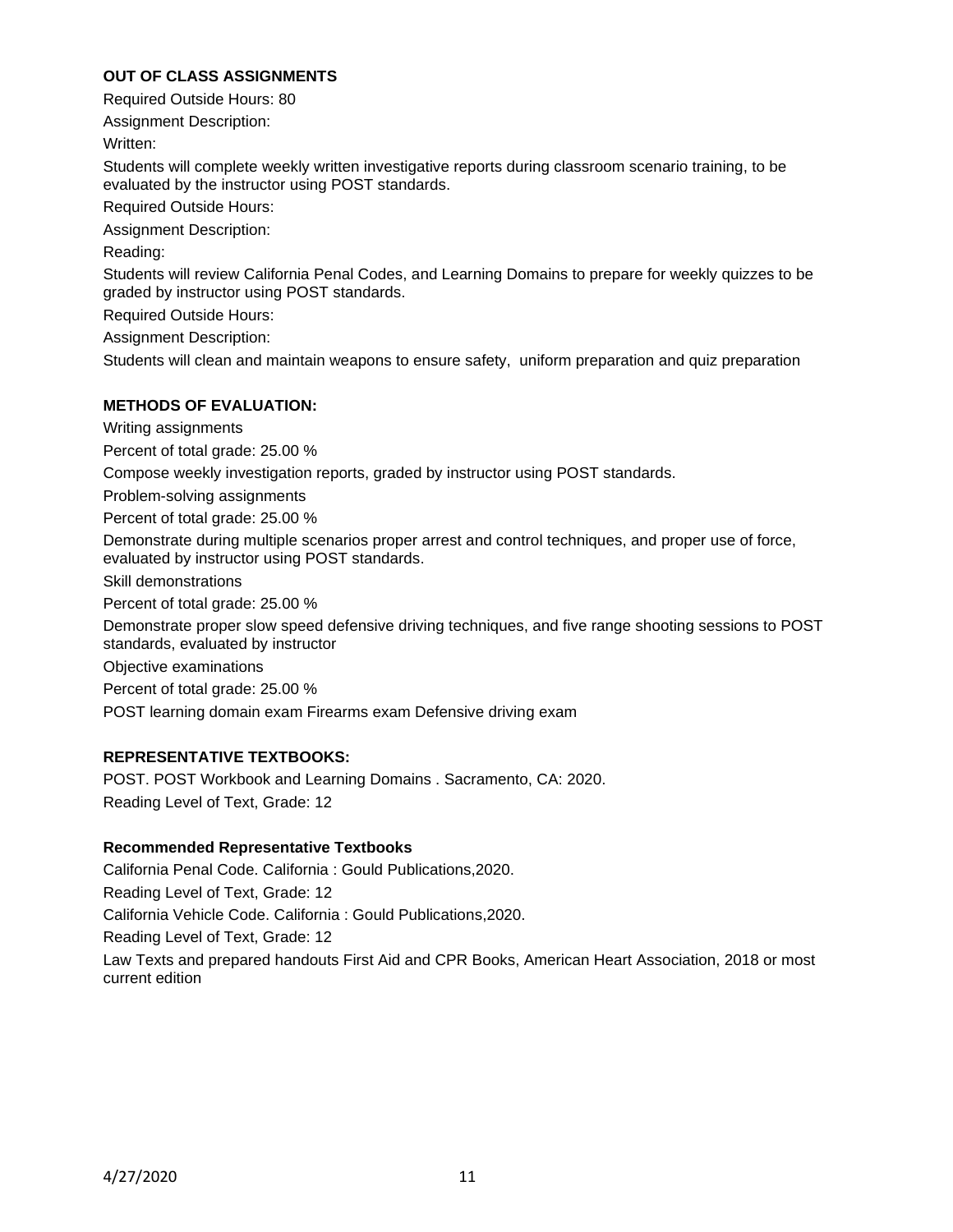**OUT OF CLASS ASSIGNMENTS**

Required Outside Hours: 80

Assignment Description:

Written:

Students will complete weekly written investigative reports during classroom scenario training, to be evaluated by the instructor using POST standards.

Required Outside Hours:

Assignment Description:

Reading:

Students will review California Penal Codes, and Learning Domains to prepare for weekly quizzes to be graded by instructor using POST standards.

Required Outside Hours:

Assignment Description:

Students will clean and maintain weapons to ensure safety, uniform preparation and quiz preparation

**METHODS OF EVALUATION:**

Writing assignments

Percent of total grade: 25.00 %

Compose weekly investigation reports, graded by instructor using POST standards.

Problem-solving assignments

Percent of total grade: 25.00 %

Demonstrate during multiple scenarios proper arrest and control techniques, and proper use of force, evaluated by instructor using POST standards.

Skill demonstrations

Percent of total grade: 25.00 %

Demonstrate proper slow speed defensive driving techniques, and five range shooting sessions to POST standards, evaluated by instructor

Objective examinations

Percent of total grade: 25.00 %

POST learning domain exam Firearms exam Defensive driving exam

**REPRESENTATIVE TEXTBOOKS:**

POST. POST Workbook and Learning Domains . Sacramento, CA: 2020.

Reading Level of Text, Grade: 12

**Recommended Representative Textbooks**

California Penal Code. California : Gould Publications,2020.

Reading Level of Text, Grade: 12

California Vehicle Code. California : Gould Publications,2020.

Reading Level of Text, Grade: 12

Law Texts and prepared handouts First Aid and CPR Books, American Heart Association, 2018 or most current edition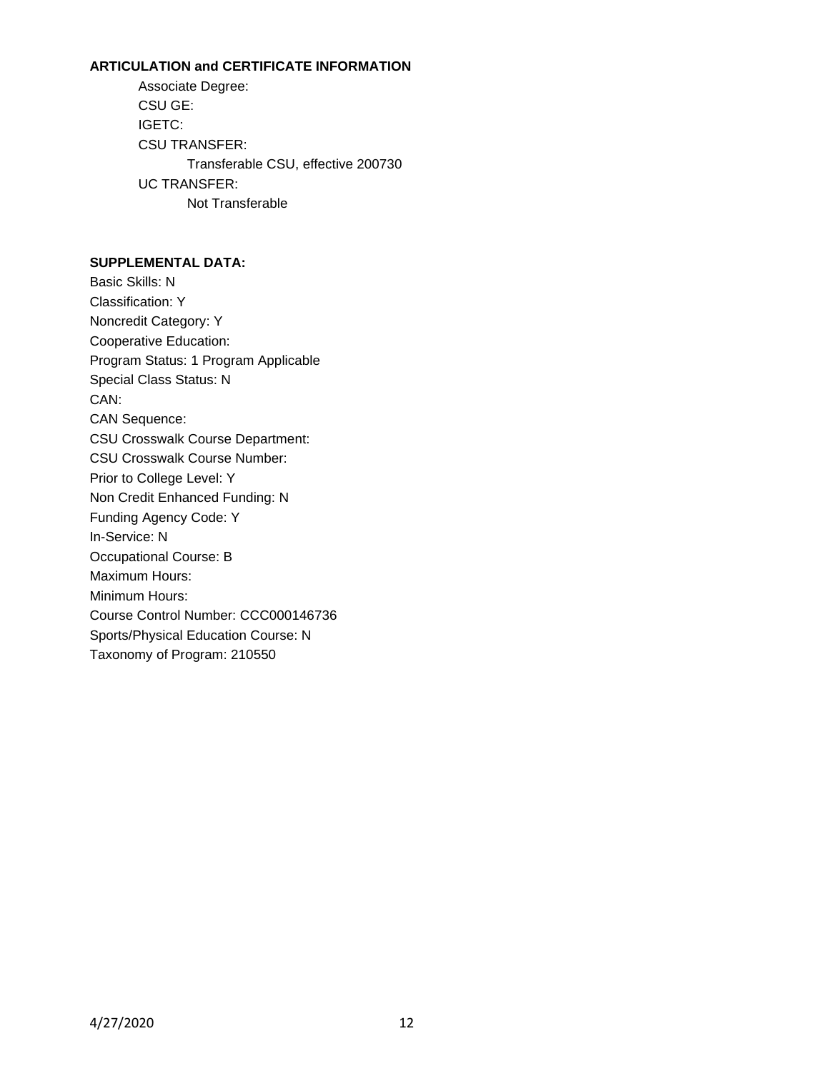**ARTICULATION and CERTIFICATE INFORMATION**

Associate Degree:
CSU GE:
IGETC:
CSU TRANSFER:
Transferable CSU, effective 200730
UC TRANSFER:
Not Transferable

**SUPPLEMENTAL DATA:**

Basic Skills: N
Classification: Y
Noncredit Category: Y
Cooperative Education:
Program Status: 1 Program Applicable
Special Class Status: N
CAN:
CAN Sequence:
CSU Crosswalk Course Department:
CSU Crosswalk Course Number:
Prior to College Level: Y
Non Credit Enhanced Funding: N
Funding Agency Code: Y
In-Service: N
Occupational Course: B
Maximum Hours:
Minimum Hours:
Course Control Number: CCC000146736
Sports/Physical Education Course: N
Taxonomy of Program: 210550